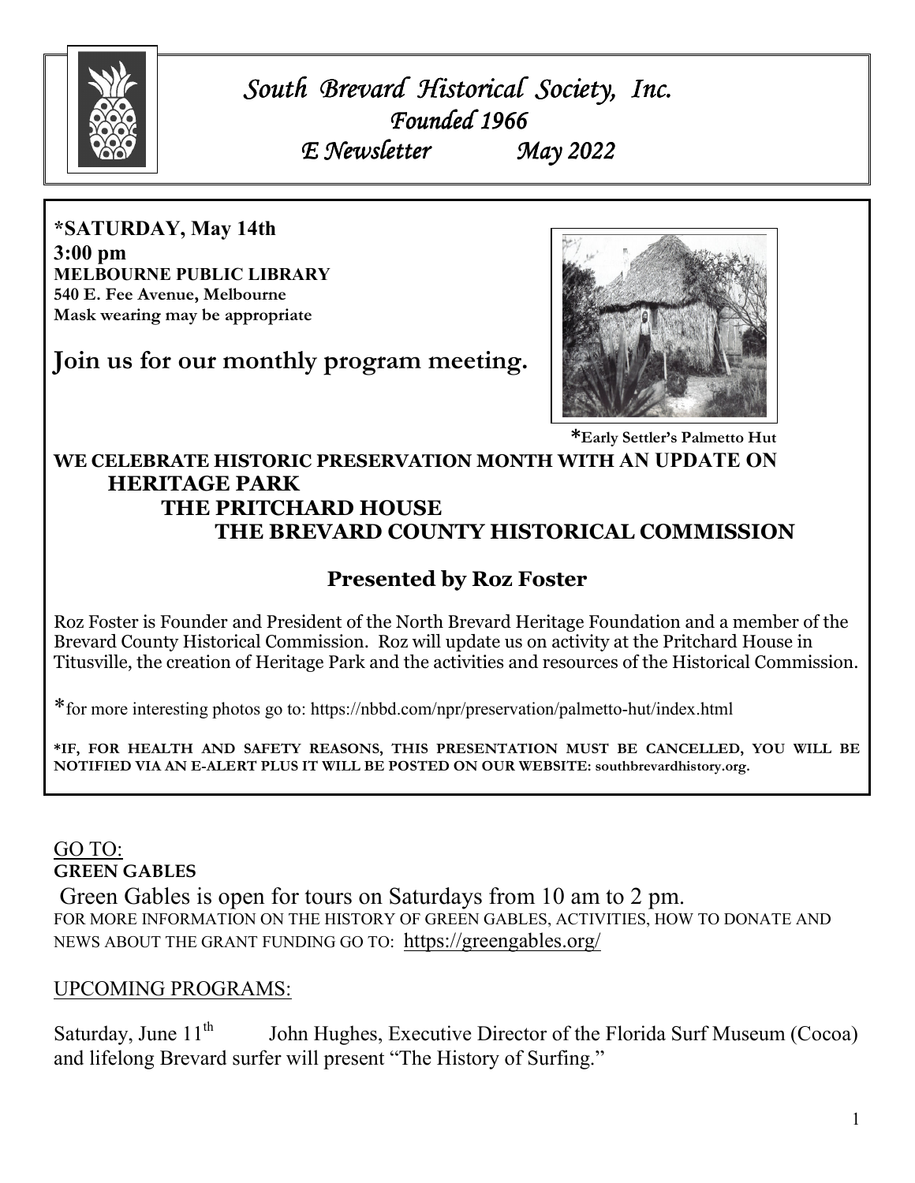# *South Brevard Historical Society, Inc.*

*Founded 1966*

*E Newsletter May 2022*

**\*SATURDAY, May 14th**
**3:00 pm**
**MELBOURNE PUBLIC LIBRARY**
**540 E. Fee Avenue, Melbourne**
**Mask wearing may be appropriate**

## Join us for our monthly program meeting.

**\*Early Settler's Palmetto Hut**

**WE CELEBRATE HISTORIC PRESERVATION MONTH WITH AN UPDATE ON**
**HERITAGE PARK**
**THE PRITCHARD HOUSE**
**THE BREVARD COUNTY HISTORICAL COMMISSION**

## Presented by Roz Foster

Roz Foster is Founder and President of the North Brevard Heritage Foundation and a member of the Brevard County Historical Commission. Roz will update us on activity at the Pritchard House in Titusville, the creation of Heritage Park and the activities and resources of the Historical Commission.

\*for more interesting photos go to: https://nbbd.com/npr/preservation/palmetto-hut/index.html

**\*IF, FOR HEALTH AND SAFETY REASONS, THIS PRESENTATION MUST BE CANCELLED, YOU WILL BE NOTIFIED VIA AN E-ALERT PLUS IT WILL BE POSTED ON OUR WEBSITE: southbrevardhistory.org.**

GO TO:
**GREEN GABLES**

Green Gables is open for tours on Saturdays from 10 am to 2 pm.
FOR MORE INFORMATION ON THE HISTORY OF GREEN GABLES, ACTIVITIES, HOW TO DONATE AND NEWS ABOUT THE GRANT FUNDING GO TO: https://greengables.org/

UPCOMING PROGRAMS:

Saturday, June 11th John Hughes, Executive Director of the Florida Surf Museum (Cocoa) and lifelong Brevard surfer will present "The History of Surfing."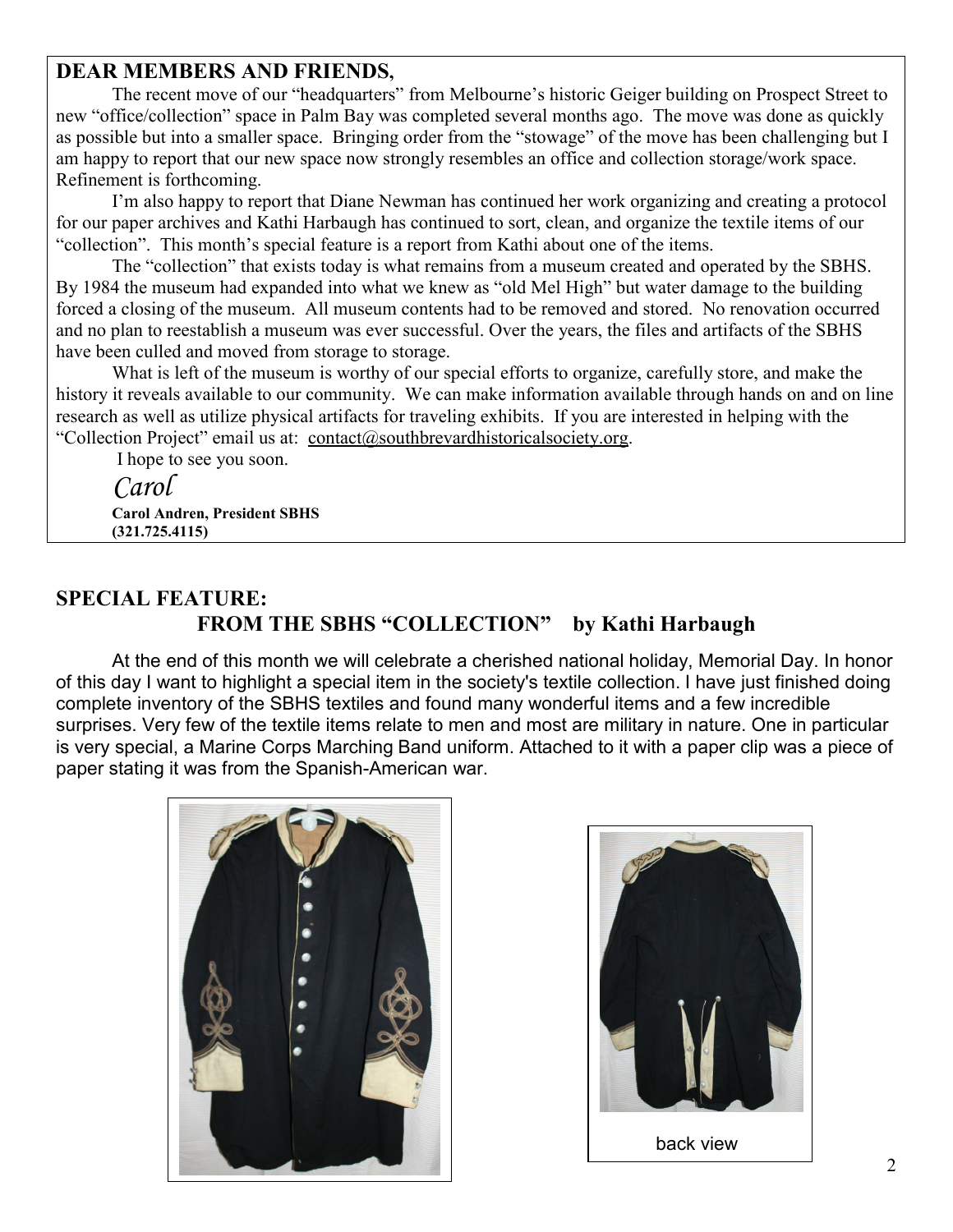## DEAR MEMBERS AND FRIENDS,

The recent move of our "headquarters" from Melbourne's historic Geiger building on Prospect Street to new "office/collection" space in Palm Bay was completed several months ago. The move was done as quickly as possible but into a smaller space. Bringing order from the "stowage" of the move has been challenging but I am happy to report that our new space now strongly resembles an office and collection storage/work space. Refinement is forthcoming.

I'm also happy to report that Diane Newman has continued her work organizing and creating a protocol for our paper archives and Kathi Harbaugh has continued to sort, clean, and organize the textile items of our "collection". This month's special feature is a report from Kathi about one of the items.

The "collection" that exists today is what remains from a museum created and operated by the SBHS. By 1984 the museum had expanded into what we knew as "old Mel High" but water damage to the building forced a closing of the museum. All museum contents had to be removed and stored. No renovation occurred and no plan to reestablish a museum was ever successful. Over the years, the files and artifacts of the SBHS have been culled and moved from storage to storage.

What is left of the museum is worthy of our special efforts to organize, carefully store, and make the history it reveals available to our community. We can make information available through hands on and on line research as well as utilize physical artifacts for traveling exhibits. If you are interested in helping with the "Collection Project" email us at: contact@southbrevardhistoricalsociety.org.

I hope to see you soon.

*Carol*

**Carol Andren, President SBHS**
**(321.725.4115)**

## SPECIAL FEATURE:
### FROM THE SBHS "COLLECTION" by Kathi Harbaugh

At the end of this month we will celebrate a cherished national holiday, Memorial Day. In honor of this day I want to highlight a special item in the society's textile collection. I have just finished doing complete inventory of the SBHS textiles and found many wonderful items and a few incredible surprises. Very few of the textile items relate to men and most are military in nature. One in particular is very special, a Marine Corps Marching Band uniform. Attached to it with a paper clip was a piece of paper stating it was from the Spanish-American war.

back view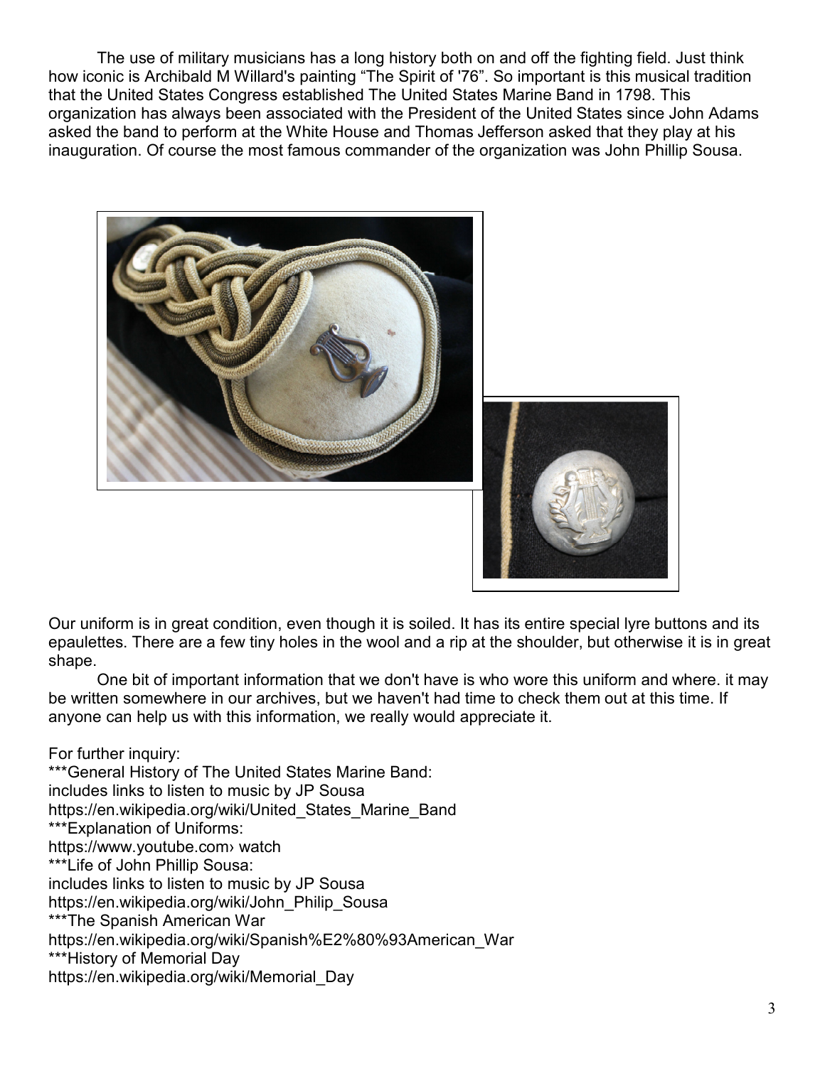The use of military musicians has a long history both on and off the fighting field. Just think how iconic is Archibald M Willard's painting "The Spirit of '76". So important is this musical tradition that the United States Congress established The United States Marine Band in 1798. This organization has always been associated with the President of the United States since John Adams asked the band to perform at the White House and Thomas Jefferson asked that they play at his inauguration. Of course the most famous commander of the organization was John Phillip Sousa.

Our uniform is in great condition, even though it is soiled. It has its entire special lyre buttons and its epaulettes. There are a few tiny holes in the wool and a rip at the shoulder, but otherwise it is in great shape.

One bit of important information that we don't have is who wore this uniform and where. it may be written somewhere in our archives, but we haven't had time to check them out at this time. If anyone can help us with this information, we really would appreciate it.

For further inquiry:
***General History of The United States Marine Band:
includes links to listen to music by JP Sousa
https://en.wikipedia.org/wiki/United_States_Marine_Band
***Explanation of Uniforms:
https://www.youtube.com› watch
***Life of John Phillip Sousa:
includes links to listen to music by JP Sousa
https://en.wikipedia.org/wiki/John_Philip_Sousa
***The Spanish American War
https://en.wikipedia.org/wiki/Spanish%E2%80%93American_War
***History of Memorial Day
https://en.wikipedia.org/wiki/Memorial_Day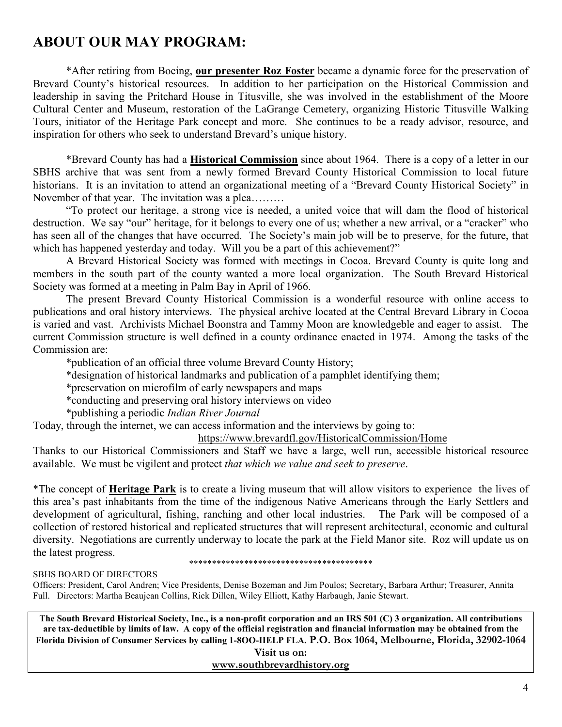## ABOUT OUR MAY PROGRAM:

*After retiring from Boeing, **our presenter Roz Foster** became a dynamic force for the preservation of Brevard County's historical resources. In addition to her participation on the Historical Commission and leadership in saving the Pritchard House in Titusville, she was involved in the establishment of the Moore Cultural Center and Museum, restoration of the LaGrange Cemetery, organizing Historic Titusville Walking Tours, initiator of the Heritage Park concept and more. She continues to be a ready advisor, resource, and inspiration for others who seek to understand Brevard's unique history.

*Brevard County has had a **Historical Commission** since about 1964. There is a copy of a letter in our SBHS archive that was sent from a newly formed Brevard County Historical Commission to local future historians. It is an invitation to attend an organizational meeting of a "Brevard County Historical Society" in November of that year. The invitation was a plea………

"To protect our heritage, a strong vice is needed, a united voice that will dam the flood of historical destruction. We say "our" heritage, for it belongs to every one of us; whether a new arrival, or a "cracker" who has seen all of the changes that have occurred. The Society's main job will be to preserve, for the future, that which has happened yesterday and today. Will you be a part of this achievement?"

A Brevard Historical Society was formed with meetings in Cocoa. Brevard County is quite long and members in the south part of the county wanted a more local organization. The South Brevard Historical Society was formed at a meeting in Palm Bay in April of 1966.

The present Brevard County Historical Commission is a wonderful resource with online access to publications and oral history interviews. The physical archive located at the Central Brevard Library in Cocoa is varied and vast. Archivists Michael Boonstra and Tammy Moon are knowledgeble and eager to assist. The current Commission structure is well defined in a county ordinance enacted in 1974. Among the tasks of the Commission are:

*publication of an official three volume Brevard County History;

*designation of historical landmarks and publication of a pamphlet identifying them;

*preservation on microfilm of early newspapers and maps

*conducting and preserving oral history interviews on video

*publishing a periodic *Indian River Journal*

Today, through the internet, we can access information and the interviews by going to:

https://www.brevardfl.gov/HistoricalCommission/Home

Thanks to our Historical Commissioners and Staff we have a large, well run, accessible historical resource available. We must be vigilent and protect *that which we value and seek to preserve*.

*The concept of **Heritage Park** is to create a living museum that will allow visitors to experience the lives of this area's past inhabitants from the time of the indigenous Native Americans through the Early Settlers and development of agricultural, fishing, ranching and other local industries. The Park will be composed of a collection of restored historical and replicated structures that will represent architectural, economic and cultural diversity. Negotiations are currently underway to locate the park at the Field Manor site. Roz will update us on the latest progress.

****************************************

SBHS BOARD OF DIRECTORS

Officers: President, Carol Andren; Vice Presidents, Denise Bozeman and Jim Poulos; Secretary, Barbara Arthur; Treasurer, Annita Full. Directors: Martha Beaujean Collins, Rick Dillen, Wiley Elliott, Kathy Harbaugh, Janie Stewart.

**The South Brevard Historical Society, Inc., is a non-profit corporation and an IRS 501 (C) 3 organization. All contributions are tax-deductible by limits of law. A copy of the official registration and financial information may be obtained from the Florida Division of Consumer Services by calling 1-8OO-HELP FLA. P.O. Box 1064, Melbourne, Florida, 32902-1064**

**Visit us on:**

**www.southbrevardhistory.org**